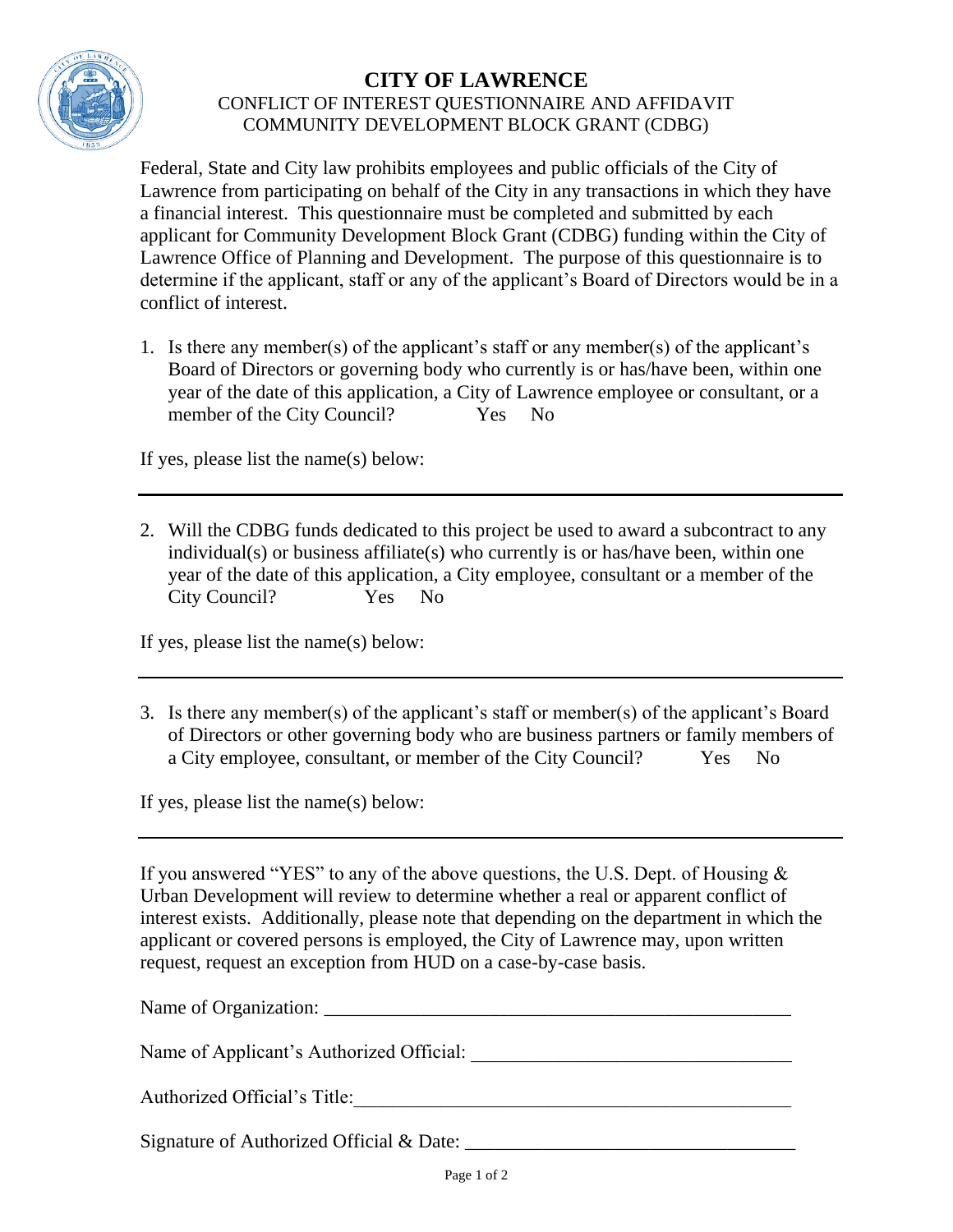# CITY OF LAWRENCE

CONFLICT OF INTEREST QUESTIONNAIRE AND AFFIDAVIT
COMMUNITY DEVELOPMENT BLOCK GRANT (CDBG)

Federal, State and City law prohibits employees and public officials of the City of Lawrence from participating on behalf of the City in any transactions in which they have a financial interest. This questionnaire must be completed and submitted by each applicant for Community Development Block Grant (CDBG) funding within the City of Lawrence Office of Planning and Development. The purpose of this questionnaire is to determine if the applicant, staff or any of the applicant's Board of Directors would be in a conflict of interest.

1. Is there any member(s) of the applicant's staff or any member(s) of the applicant's Board of Directors or governing body who currently is or has/have been, within one year of the date of this application, a City of Lawrence employee or consultant, or a member of the City Council? Yes No

If yes, please list the name(s) below:

---

2. Will the CDBG funds dedicated to this project be used to award a subcontract to any individual(s) or business affiliate(s) who currently is or has/have been, within one year of the date of this application, a City employee, consultant or a member of the City Council? Yes No

If yes, please list the name(s) below:

---

3. Is there any member(s) of the applicant's staff or member(s) of the applicant's Board of Directors or other governing body who are business partners or family members of a City employee, consultant, or member of the City Council? Yes No

If yes, please list the name(s) below:

---

If you answered "YES" to any of the above questions, the U.S. Dept. of Housing & Urban Development will review to determine whether a real or apparent conflict of interest exists. Additionally, please note that depending on the department in which the applicant or covered persons is employed, the City of Lawrence may, upon written request, request an exception from HUD on a case-by-case basis.

Name of Organization: ______________________________________________

Name of Applicant's Authorized Official: ______________________________

Authorized Official's Title: __________________________________________

Signature of Authorized Official & Date: ______________________________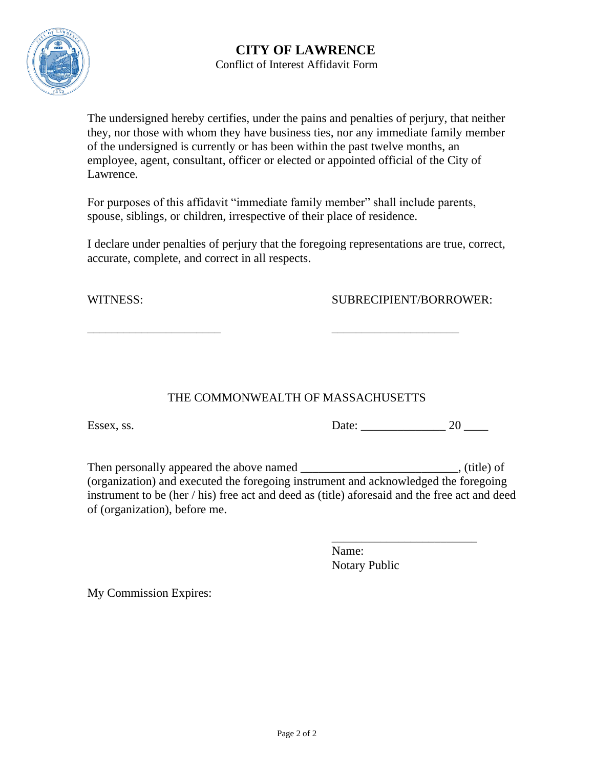# CITY OF LAWRENCE

Conflict of Interest Affidavit Form

The undersigned hereby certifies, under the pains and penalties of perjury, that neither they, nor those with whom they have business ties, nor any immediate family member of the undersigned is currently or has been within the past twelve months, an employee, agent, consultant, officer or elected or appointed official of the City of Lawrence.

For purposes of this affidavit "immediate family member" shall include parents, spouse, siblings, or children, irrespective of their place of residence.

I declare under penalties of perjury that the foregoing representations are true, correct, accurate, complete, and correct in all respects.

WITNESS: SUBRECIPIENT/BORROWER:

______________________ _____________________

THE COMMONWEALTH OF MASSACHUSETTS

Essex, ss. Date: ______________ 20 ____

Then personally appeared the above named __________________________, (title) of (organization) and executed the foregoing instrument and acknowledged the foregoing instrument to be (her / his) free act and deed as (title) aforesaid and the free act and deed of (organization), before me.

________________________

Name:

Notary Public

My Commission Expires: